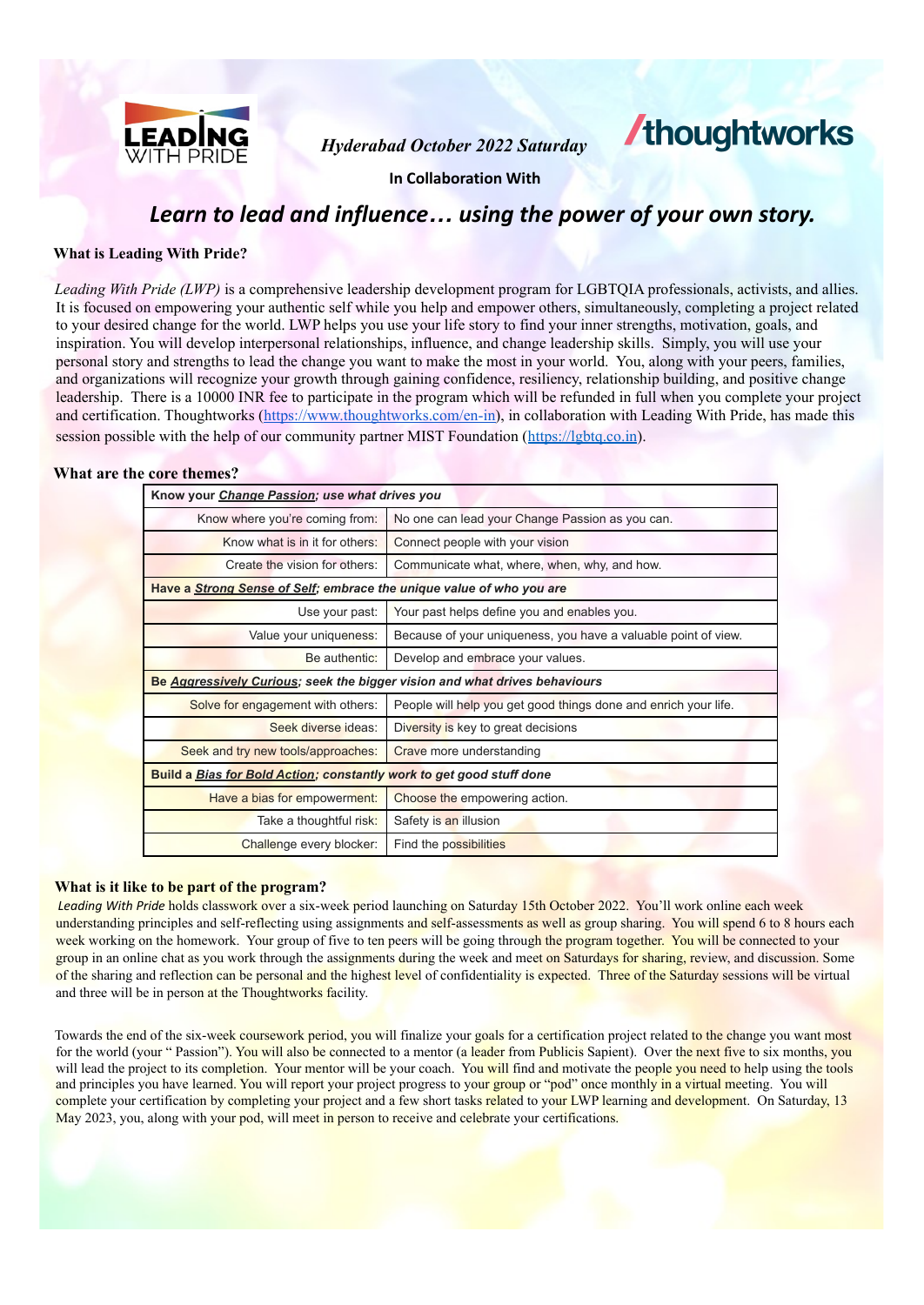LEADING WITH PRIDE

*Hyderabad October 2022 Saturday*

/thoughtworks

**In Collaboration With**

## *Learn to lead and influence… using the power of your own story.*

### What is Leading With Pride?

*Leading With Pride (LWP)* is a comprehensive leadership development program for LGBTQIA professionals, activists, and allies. It is focused on empowering your authentic self while you help and empower others, simultaneously, completing a project related to your desired change for the world. LWP helps you use your life story to find your inner strengths, motivation, goals, and inspiration. You will develop interpersonal relationships, influence, and change leadership skills. Simply, you will use your personal story and strengths to lead the change you want to make the most in your world. You, along with your peers, families, and organizations will recognize your growth through gaining confidence, resiliency, relationship building, and positive change leadership. There is a 10000 INR fee to participate in the program which will be refunded in full when you complete your project and certification. Thoughtworks (https://www.thoughtworks.com/en-in), in collaboration with Leading With Pride, has made this session possible with the help of our community partner MIST Foundation (https://lgbtq.co.in).

### What are the core themes?

| **Know your *Change Passion*; use what drives you** | |
|---|---|
| Know where you're coming from: | No one can lead your Change Passion as you can. |
| Know what is in it for others: | Connect people with your vision |
| Create the vision for others: | Communicate what, where, when, why, and how. |
| **Have a *Strong Sense of Self*; embrace the unique value of who you are** | |
| Use your past: | Your past helps define you and enables you. |
| Value your uniqueness: | Because of your uniqueness, you have a valuable point of view. |
| Be authentic: | Develop and embrace your values. |
| **Be *Aggressively Curious*; seek the bigger vision and what drives behaviours** | |
| Solve for engagement with others: | People will help you get good things done and enrich your life. |
| Seek diverse ideas: | Diversity is key to great decisions |
| Seek and try new tools/approaches: | Crave more understanding |
| **Build a *Bias for Bold Action*; constantly work to get good stuff done** | |
| Have a bias for empowerment: | Choose the empowering action. |
| Take a thoughtful risk: | Safety is an illusion |
| Challenge every blocker: | Find the possibilities |

### What is it like to be part of the program?

*Leading With Pride* holds classwork over a six-week period launching on Saturday 15th October 2022. You'll work online each week understanding principles and self-reflecting using assignments and self-assessments as well as group sharing. You will spend 6 to 8 hours each week working on the homework. Your group of five to ten peers will be going through the program together. You will be connected to your group in an online chat as you work through the assignments during the week and meet on Saturdays for sharing, review, and discussion. Some of the sharing and reflection can be personal and the highest level of confidentiality is expected. Three of the Saturday sessions will be virtual and three will be in person at the Thoughtworks facility.

Towards the end of the six-week coursework period, you will finalize your goals for a certification project related to the change you want most for the world (your " Passion"). You will also be connected to a mentor (a leader from Publicis Sapient). Over the next five to six months, you will lead the project to its completion. Your mentor will be your coach. You will find and motivate the people you need to help using the tools and principles you have learned. You will report your project progress to your group or "pod" once monthly in a virtual meeting. You will complete your certification by completing your project and a few short tasks related to your LWP learning and development. On Saturday, 13 May 2023, you, along with your pod, will meet in person to receive and celebrate your certifications.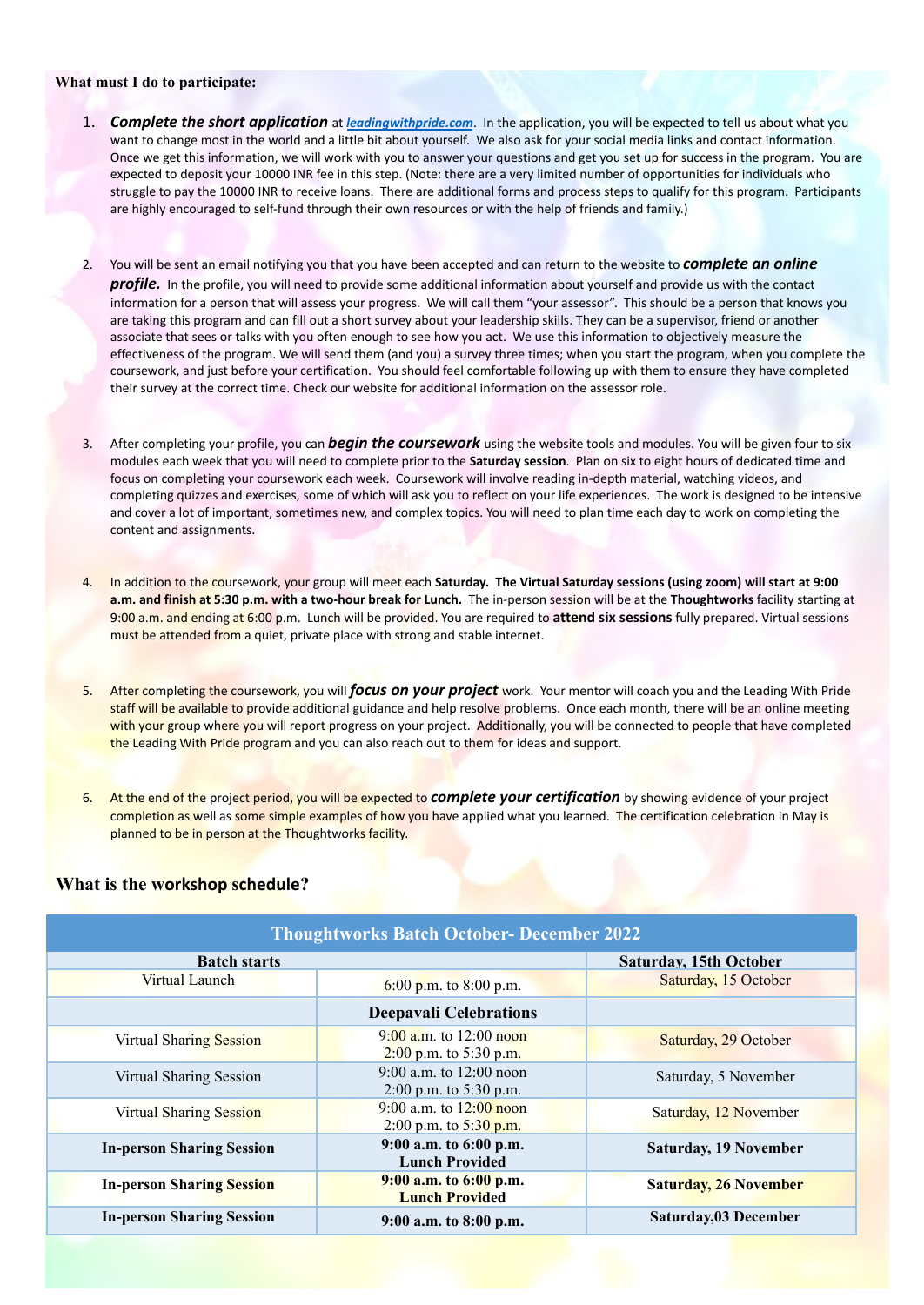**What must I do to participate:**

1. ***Complete the short application*** at ***[leadingwithpride.com](http://leadingwithpride.com)***. In the application, you will be expected to tell us about what you want to change most in the world and a little bit about yourself. We also ask for your social media links and contact information. Once we get this information, we will work with you to answer your questions and get you set up for success in the program. You are expected to deposit your 10000 INR fee in this step. (Note: there are a very limited number of opportunities for individuals who struggle to pay the 10000 INR to receive loans. There are additional forms and process steps to qualify for this program. Participants are highly encouraged to self-fund through their own resources or with the help of friends and family.)

2. You will be sent an email notifying you that you have been accepted and can return to the website to ***complete an online profile.*** In the profile, you will need to provide some additional information about yourself and provide us with the contact information for a person that will assess your progress. We will call them "your assessor". This should be a person that knows you are taking this program and can fill out a short survey about your leadership skills. They can be a supervisor, friend or another associate that sees or talks with you often enough to see how you act. We use this information to objectively measure the effectiveness of the program. We will send them (and you) a survey three times; when you start the program, when you complete the coursework, and just before your certification. You should feel comfortable following up with them to ensure they have completed their survey at the correct time. Check our website for additional information on the assessor role.

3. After completing your profile, you can ***begin the coursework*** using the website tools and modules. You will be given four to six modules each week that you will need to complete prior to the **Saturday session**. Plan on six to eight hours of dedicated time and focus on completing your coursework each week. Coursework will involve reading in-depth material, watching videos, and completing quizzes and exercises, some of which will ask you to reflect on your life experiences. The work is designed to be intensive and cover a lot of important, sometimes new, and complex topics. You will need to plan time each day to work on completing the content and assignments.

4. In addition to the coursework, your group will meet each **Saturday. The Virtual Saturday sessions (using zoom) will start at 9:00 a.m. and finish at 5:30 p.m. with a two-hour break for Lunch.** The in-person session will be at the **Thoughtworks** facility starting at 9:00 a.m. and ending at 6:00 p.m. Lunch will be provided. You are required to **attend six sessions** fully prepared. Virtual sessions must be attended from a quiet, private place with strong and stable internet.

5. After completing the coursework, you will ***focus on your project*** work. Your mentor will coach you and the Leading With Pride staff will be available to provide additional guidance and help resolve problems. Once each month, there will be an online meeting with your group where you will report progress on your project. Additionally, you will be connected to people that have completed the Leading With Pride program and you can also reach out to them for ideas and support.

6. At the end of the project period, you will be expected to ***complete your certification*** by showing evidence of your project completion as well as some simple examples of how you have applied what you learned. The certification celebration in May is planned to be in person at the Thoughtworks facility.

## What is the workshop schedule?

| Thoughtworks Batch October- December 2022 | | |
|---|---|---|
| **Batch starts** | | **Saturday, 15th October** |
| Virtual Launch | 6:00 p.m. to 8:00 p.m. | Saturday, 15 October |
| | **Deepavali Celebrations** | |
| Virtual Sharing Session | 9:00 a.m. to 12:00 noon<br>2:00 p.m. to 5:30 p.m. | Saturday, 29 October |
| Virtual Sharing Session | 9:00 a.m. to 12:00 noon<br>2:00 p.m. to 5:30 p.m. | Saturday, 5 November |
| Virtual Sharing Session | 9:00 a.m. to 12:00 noon<br>2:00 p.m. to 5:30 p.m. | Saturday, 12 November |
| **In-person Sharing Session** | **9:00 a.m. to 6:00 p.m.<br>Lunch Provided** | **Saturday, 19 November** |
| **In-person Sharing Session** | **9:00 a.m. to 6:00 p.m.<br>Lunch Provided** | **Saturday, 26 November** |
| **In-person Sharing Session** | **9:00 a.m. to 8:00 p.m.** | **Saturday,03 December** |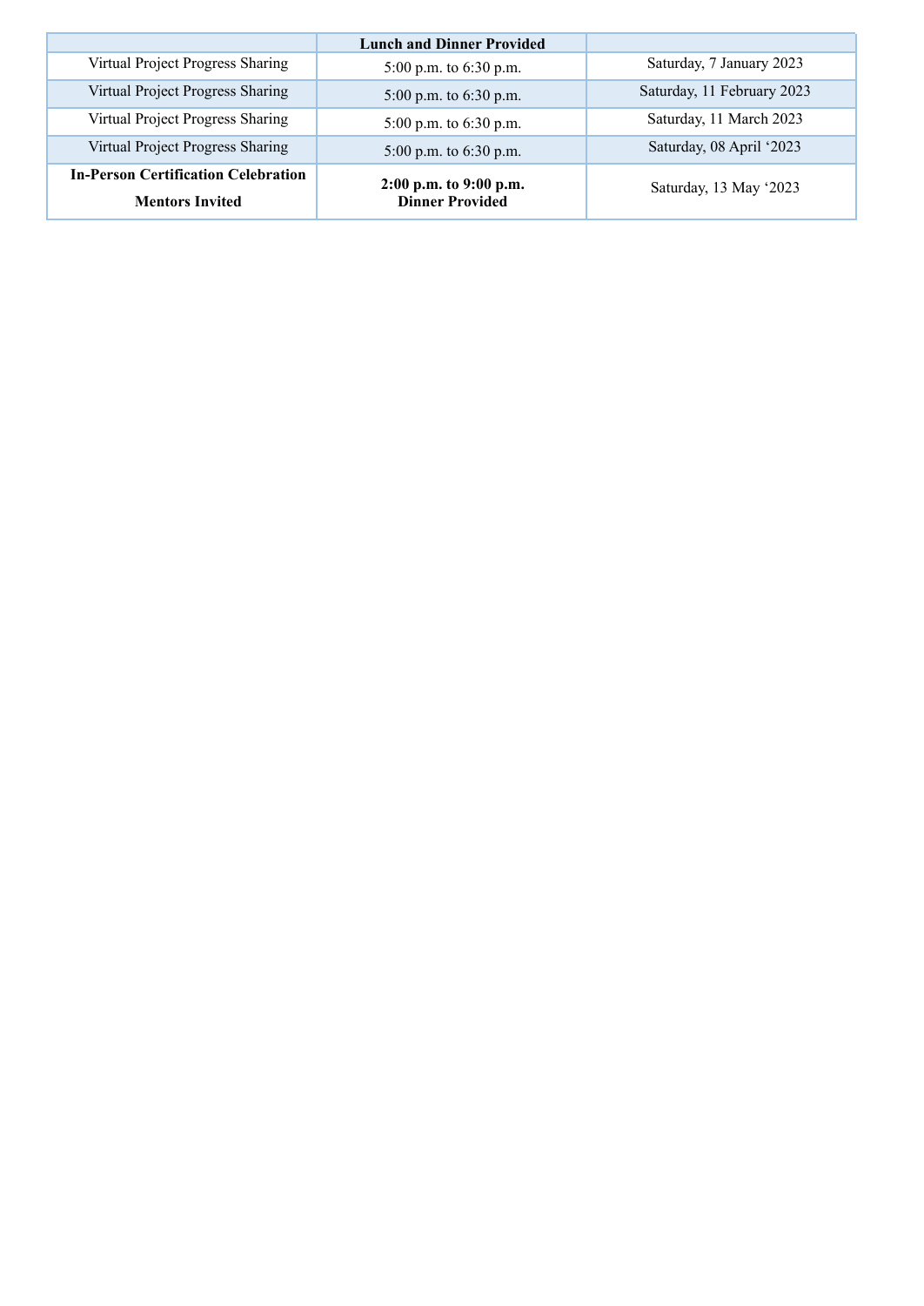| | **Lunch and Dinner Provided** | |
|---|---|---|
| Virtual Project Progress Sharing | 5:00 p.m. to 6:30 p.m. | Saturday, 7 January 2023 |
| Virtual Project Progress Sharing | 5:00 p.m. to 6:30 p.m. | Saturday, 11 February 2023 |
| Virtual Project Progress Sharing | 5:00 p.m. to 6:30 p.m. | Saturday, 11 March 2023 |
| Virtual Project Progress Sharing | 5:00 p.m. to 6:30 p.m. | Saturday, 08 April '2023 |
| **In-Person Certification Celebration Mentors Invited** | **2:00 p.m. to 9:00 p.m. Dinner Provided** | Saturday, 13 May '2023 |